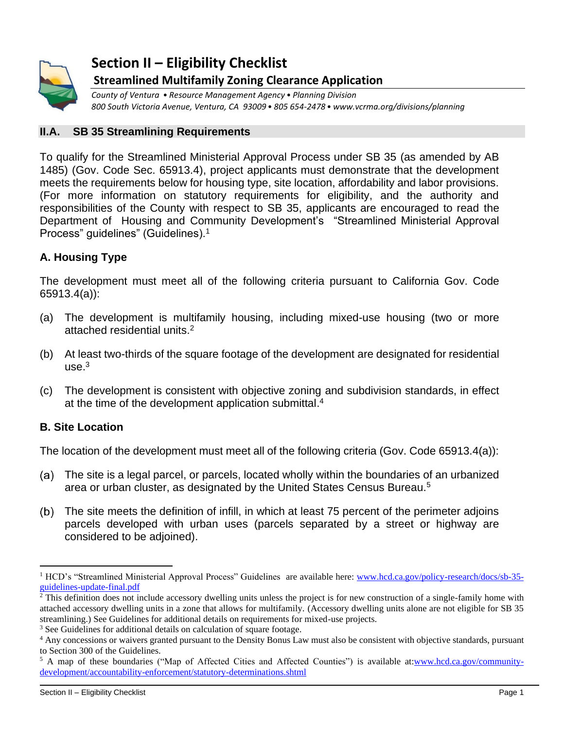# Section II – Eligibility Checklist

## Streamlined Multifamily Zoning Clearance Application

*County of Ventura • Resource Management Agency • Planning Division*
*800 South Victoria Avenue, Ventura, CA 93009 • 805 654-2478 • www.vcrma.org/divisions/planning*

## II.A. SB 35 Streamlining Requirements

To qualify for the Streamlined Ministerial Approval Process under SB 35 (as amended by AB 1485) (Gov. Code Sec. 65913.4), project applicants must demonstrate that the development meets the requirements below for housing type, site location, affordability and labor provisions. (For more information on statutory requirements for eligibility, and the authority and responsibilities of the County with respect to SB 35, applicants are encouraged to read the Department of Housing and Community Development's "Streamlined Ministerial Approval Process" guidelines" (Guidelines).[1]

### A. Housing Type

The development must meet all of the following criteria pursuant to California Gov. Code 65913.4(a)):

(a) The development is multifamily housing, including mixed-use housing (two or more attached residential units.[2]

(b) At least two-thirds of the square footage of the development are designated for residential use.[3]

(c) The development is consistent with objective zoning and subdivision standards, in effect at the time of the development application submittal.[4]

### B. Site Location

The location of the development must meet all of the following criteria (Gov. Code 65913.4(a)):

(a) The site is a legal parcel, or parcels, located wholly within the boundaries of an urbanized area or urban cluster, as designated by the United States Census Bureau.[5]

(b) The site meets the definition of infill, in which at least 75 percent of the perimeter adjoins parcels developed with urban uses (parcels separated by a street or highway are considered to be adjoined).

---

[1] HCD's "Streamlined Ministerial Approval Process" Guidelines are available here: www.hcd.ca.gov/policy-research/docs/sb-35-guidelines-update-final.pdf

[2] This definition does not include accessory dwelling units unless the project is for new construction of a single-family home with attached accessory dwelling units in a zone that allows for multifamily. (Accessory dwelling units alone are not eligible for SB 35 streamlining.) See Guidelines for additional details on requirements for mixed-use projects.

[3] See Guidelines for additional details on calculation of square footage.

[4] Any concessions or waivers granted pursuant to the Density Bonus Law must also be consistent with objective standards, pursuant to Section 300 of the Guidelines.

[5] A map of these boundaries ("Map of Affected Cities and Affected Counties") is available at:www.hcd.ca.gov/community-development/accountability-enforcement/statutory-determinations.shtml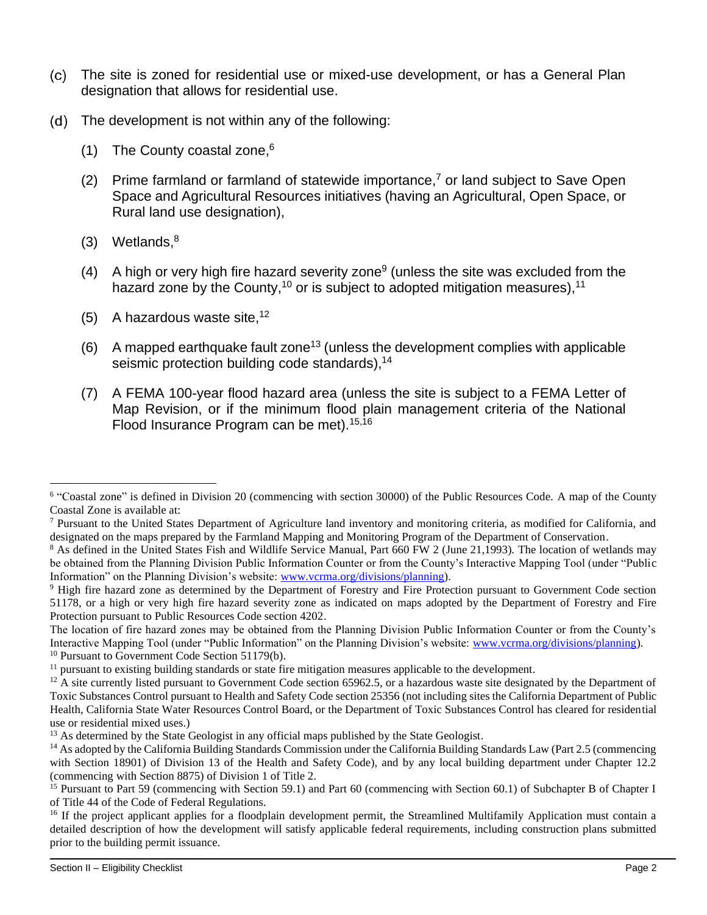(c) The site is zoned for residential use or mixed-use development, or has a General Plan designation that allows for residential use.

(d) The development is not within any of the following:

(1) The County coastal zone,[6]

(2) Prime farmland or farmland of statewide importance,[7] or land subject to Save Open Space and Agricultural Resources initiatives (having an Agricultural, Open Space, or Rural land use designation),

(3) Wetlands,[8]

(4) A high or very high fire hazard severity zone[9] (unless the site was excluded from the hazard zone by the County,[10] or is subject to adopted mitigation measures),[11]

(5) A hazardous waste site,[12]

(6) A mapped earthquake fault zone[13] (unless the development complies with applicable seismic protection building code standards),[14]

(7) A FEMA 100-year flood hazard area (unless the site is subject to a FEMA Letter of Map Revision, or if the minimum flood plain management criteria of the National Flood Insurance Program can be met).[15,16]

---

[6] "Coastal zone" is defined in Division 20 (commencing with section 30000) of the Public Resources Code. A map of the County Coastal Zone is available at:

[7] Pursuant to the United States Department of Agriculture land inventory and monitoring criteria, as modified for California, and designated on the maps prepared by the Farmland Mapping and Monitoring Program of the Department of Conservation.

[8] As defined in the United States Fish and Wildlife Service Manual, Part 660 FW 2 (June 21,1993). The location of wetlands may be obtained from the Planning Division Public Information Counter or from the County's Interactive Mapping Tool (under "Public Information" on the Planning Division's website: www.vcrma.org/divisions/planning).

[9] High fire hazard zone as determined by the Department of Forestry and Fire Protection pursuant to Government Code section 51178, or a high or very high fire hazard severity zone as indicated on maps adopted by the Department of Forestry and Fire Protection pursuant to Public Resources Code section 4202.

The location of fire hazard zones may be obtained from the Planning Division Public Information Counter or from the County's Interactive Mapping Tool (under "Public Information" on the Planning Division's website: www.vcrma.org/divisions/planning).

[10] Pursuant to Government Code Section 51179(b).

[11] pursuant to existing building standards or state fire mitigation measures applicable to the development.

[12] A site currently listed pursuant to Government Code section 65962.5, or a hazardous waste site designated by the Department of Toxic Substances Control pursuant to Health and Safety Code section 25356 (not including sites the California Department of Public Health, California State Water Resources Control Board, or the Department of Toxic Substances Control has cleared for residential use or residential mixed uses.)

[13] As determined by the State Geologist in any official maps published by the State Geologist.

[14] As adopted by the California Building Standards Commission under the California Building Standards Law (Part 2.5 (commencing with Section 18901) of Division 13 of the Health and Safety Code), and by any local building department under Chapter 12.2 (commencing with Section 8875) of Division 1 of Title 2.

[15] Pursuant to Part 59 (commencing with Section 59.1) and Part 60 (commencing with Section 60.1) of Subchapter B of Chapter I of Title 44 of the Code of Federal Regulations.

[16] If the project applicant applies for a floodplain development permit, the Streamlined Multifamily Application must contain a detailed description of how the development will satisfy applicable federal requirements, including construction plans submitted prior to the building permit issuance.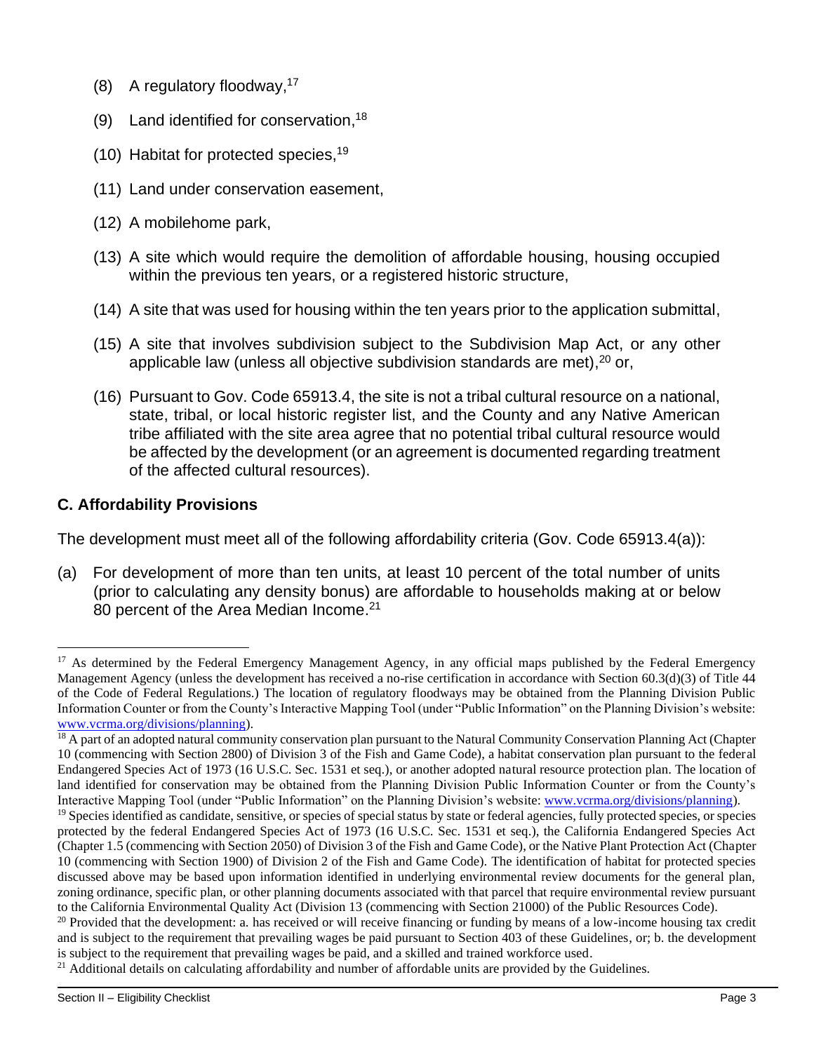(8) A regulatory floodway,[17]

(9) Land identified for conservation,[18]

(10) Habitat for protected species,[19]

(11) Land under conservation easement,

(12) A mobilehome park,

(13) A site which would require the demolition of affordable housing, housing occupied within the previous ten years, or a registered historic structure,

(14) A site that was used for housing within the ten years prior to the application submittal,

(15) A site that involves subdivision subject to the Subdivision Map Act, or any other applicable law (unless all objective subdivision standards are met),[20] or,

(16) Pursuant to Gov. Code 65913.4, the site is not a tribal cultural resource on a national, state, tribal, or local historic register list, and the County and any Native American tribe affiliated with the site area agree that no potential tribal cultural resource would be affected by the development (or an agreement is documented regarding treatment of the affected cultural resources).

## C. Affordability Provisions

The development must meet all of the following affordability criteria (Gov. Code 65913.4(a)):

(a) For development of more than ten units, at least 10 percent of the total number of units (prior to calculating any density bonus) are affordable to households making at or below 80 percent of the Area Median Income.[21]

---

[17] As determined by the Federal Emergency Management Agency, in any official maps published by the Federal Emergency Management Agency (unless the development has received a no-rise certification in accordance with Section 60.3(d)(3) of Title 44 of the Code of Federal Regulations.) The location of regulatory floodways may be obtained from the Planning Division Public Information Counter or from the County's Interactive Mapping Tool (under "Public Information" on the Planning Division's website: www.vcrma.org/divisions/planning).

[18] A part of an adopted natural community conservation plan pursuant to the Natural Community Conservation Planning Act (Chapter 10 (commencing with Section 2800) of Division 3 of the Fish and Game Code), a habitat conservation plan pursuant to the federal Endangered Species Act of 1973 (16 U.S.C. Sec. 1531 et seq.), or another adopted natural resource protection plan. The location of land identified for conservation may be obtained from the Planning Division Public Information Counter or from the County's Interactive Mapping Tool (under "Public Information" on the Planning Division's website: www.vcrma.org/divisions/planning).

[19] Species identified as candidate, sensitive, or species of special status by state or federal agencies, fully protected species, or species protected by the federal Endangered Species Act of 1973 (16 U.S.C. Sec. 1531 et seq.), the California Endangered Species Act (Chapter 1.5 (commencing with Section 2050) of Division 3 of the Fish and Game Code), or the Native Plant Protection Act (Chapter 10 (commencing with Section 1900) of Division 2 of the Fish and Game Code). The identification of habitat for protected species discussed above may be based upon information identified in underlying environmental review documents for the general plan, zoning ordinance, specific plan, or other planning documents associated with that parcel that require environmental review pursuant to the California Environmental Quality Act (Division 13 (commencing with Section 21000) of the Public Resources Code).

[20] Provided that the development: a. has received or will receive financing or funding by means of a low-income housing tax credit and is subject to the requirement that prevailing wages be paid pursuant to Section 403 of these Guidelines, or; b. the development is subject to the requirement that prevailing wages be paid, and a skilled and trained workforce used.

[21] Additional details on calculating affordability and number of affordable units are provided by the Guidelines.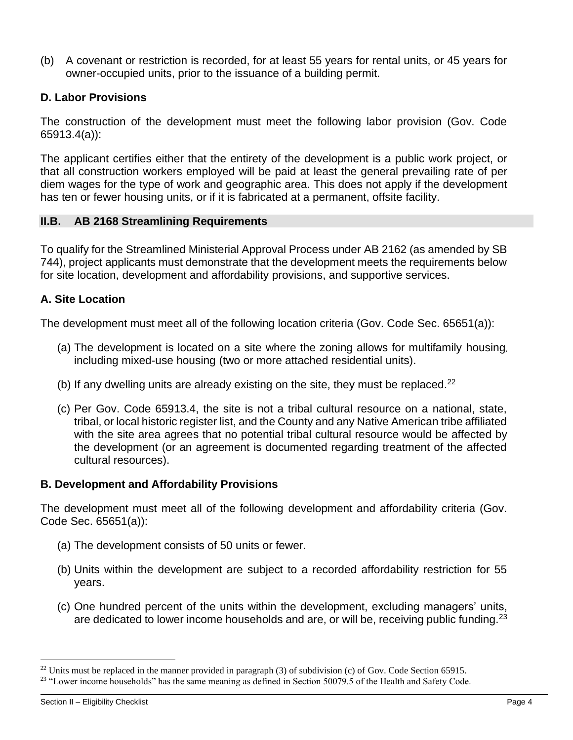(b) A covenant or restriction is recorded, for at least 55 years for rental units, or 45 years for owner-occupied units, prior to the issuance of a building permit.

### D. Labor Provisions

The construction of the development must meet the following labor provision (Gov. Code 65913.4(a)):

The applicant certifies either that the entirety of the development is a public work project, or that all construction workers employed will be paid at least the general prevailing rate of per diem wages for the type of work and geographic area. This does not apply if the development has ten or fewer housing units, or if it is fabricated at a permanent, offsite facility.

## II.B. AB 2168 Streamlining Requirements

To qualify for the Streamlined Ministerial Approval Process under AB 2162 (as amended by SB 744), project applicants must demonstrate that the development meets the requirements below for site location, development and affordability provisions, and supportive services.

### A. Site Location

The development must meet all of the following location criteria (Gov. Code Sec. 65651(a)):

(a) The development is located on a site where the zoning allows for multifamily housing, including mixed-use housing (two or more attached residential units).

(b) If any dwelling units are already existing on the site, they must be replaced.[22]

(c) Per Gov. Code 65913.4, the site is not a tribal cultural resource on a national, state, tribal, or local historic register list, and the County and any Native American tribe affiliated with the site area agrees that no potential tribal cultural resource would be affected by the development (or an agreement is documented regarding treatment of the affected cultural resources).

### B. Development and Affordability Provisions

The development must meet all of the following development and affordability criteria (Gov. Code Sec. 65651(a)):

(a) The development consists of 50 units or fewer.

(b) Units within the development are subject to a recorded affordability restriction for 55 years.

(c) One hundred percent of the units within the development, excluding managers' units, are dedicated to lower income households and are, or will be, receiving public funding.[23]

[22] Units must be replaced in the manner provided in paragraph (3) of subdivision (c) of Gov. Code Section 65915.

[23] "Lower income households" has the same meaning as defined in Section 50079.5 of the Health and Safety Code.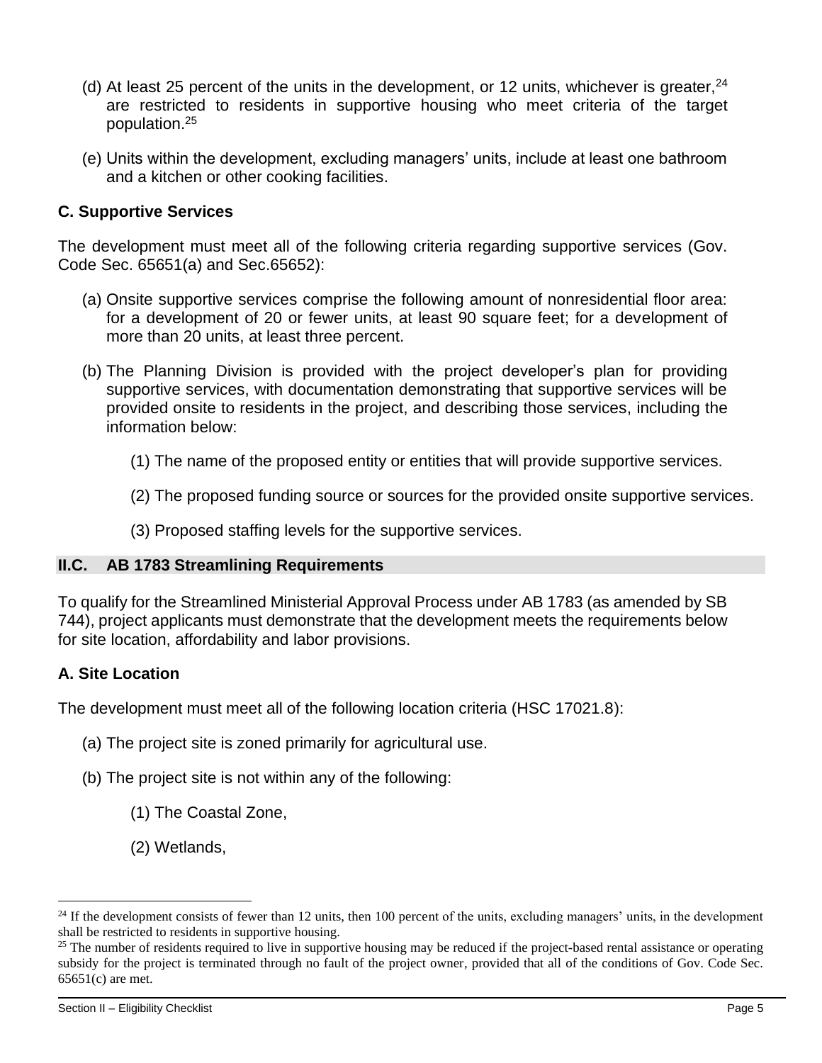(d) At least 25 percent of the units in the development, or 12 units, whichever is greater,[24] are restricted to residents in supportive housing who meet criteria of the target population.[25]

(e) Units within the development, excluding managers' units, include at least one bathroom and a kitchen or other cooking facilities.

### C. Supportive Services

The development must meet all of the following criteria regarding supportive services (Gov. Code Sec. 65651(a) and Sec.65652):

(a) Onsite supportive services comprise the following amount of nonresidential floor area: for a development of 20 or fewer units, at least 90 square feet; for a development of more than 20 units, at least three percent.

(b) The Planning Division is provided with the project developer's plan for providing supportive services, with documentation demonstrating that supportive services will be provided onsite to residents in the project, and describing those services, including the information below:

(1) The name of the proposed entity or entities that will provide supportive services.

(2) The proposed funding source or sources for the provided onsite supportive services.

(3) Proposed staffing levels for the supportive services.

## II.C. AB 1783 Streamlining Requirements

To qualify for the Streamlined Ministerial Approval Process under AB 1783 (as amended by SB 744), project applicants must demonstrate that the development meets the requirements below for site location, affordability and labor provisions.

### A. Site Location

The development must meet all of the following location criteria (HSC 17021.8):

(a) The project site is zoned primarily for agricultural use.

(b) The project site is not within any of the following:

(1) The Coastal Zone,

(2) Wetlands,

---

[24] If the development consists of fewer than 12 units, then 100 percent of the units, excluding managers' units, in the development shall be restricted to residents in supportive housing.

[25] The number of residents required to live in supportive housing may be reduced if the project-based rental assistance or operating subsidy for the project is terminated through no fault of the project owner, provided that all of the conditions of Gov. Code Sec. 65651(c) are met.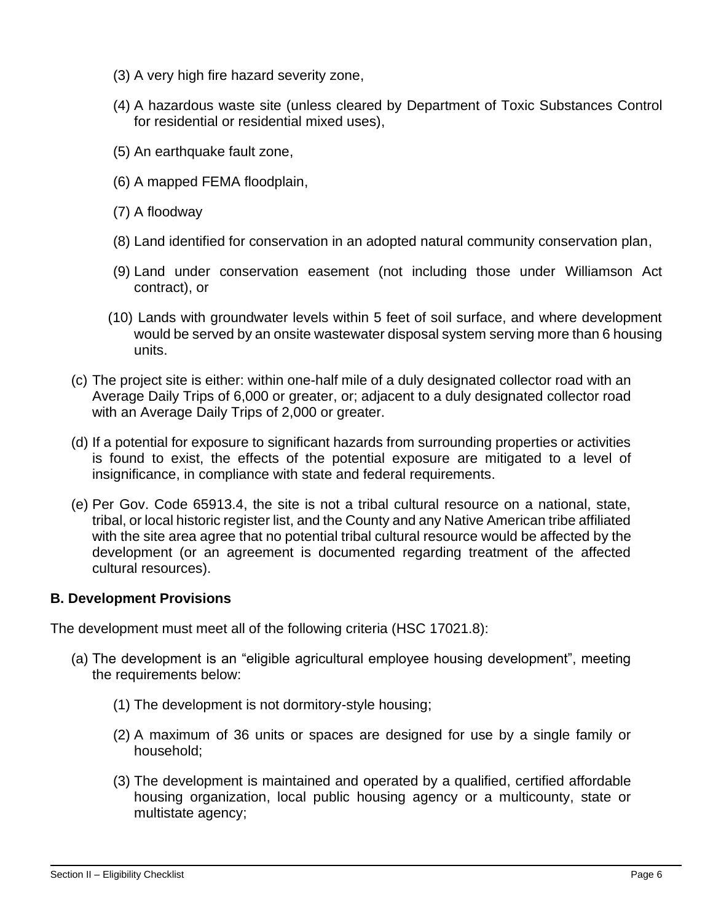(3) A very high fire hazard severity zone,

(4) A hazardous waste site (unless cleared by Department of Toxic Substances Control for residential or residential mixed uses),

(5) An earthquake fault zone,

(6) A mapped FEMA floodplain,

(7) A floodway

(8) Land identified for conservation in an adopted natural community conservation plan,

(9) Land under conservation easement (not including those under Williamson Act contract), or

(10) Lands with groundwater levels within 5 feet of soil surface, and where development would be served by an onsite wastewater disposal system serving more than 6 housing units.

(c) The project site is either: within one-half mile of a duly designated collector road with an Average Daily Trips of 6,000 or greater, or; adjacent to a duly designated collector road with an Average Daily Trips of 2,000 or greater.

(d) If a potential for exposure to significant hazards from surrounding properties or activities is found to exist, the effects of the potential exposure are mitigated to a level of insignificance, in compliance with state and federal requirements.

(e) Per Gov. Code 65913.4, the site is not a tribal cultural resource on a national, state, tribal, or local historic register list, and the County and any Native American tribe affiliated with the site area agree that no potential tribal cultural resource would be affected by the development (or an agreement is documented regarding treatment of the affected cultural resources).

**B. Development Provisions**

The development must meet all of the following criteria (HSC 17021.8):

(a) The development is an "eligible agricultural employee housing development", meeting the requirements below:

(1) The development is not dormitory-style housing;

(2) A maximum of 36 units or spaces are designed for use by a single family or household;

(3) The development is maintained and operated by a qualified, certified affordable housing organization, local public housing agency or a multicounty, state or multistate agency;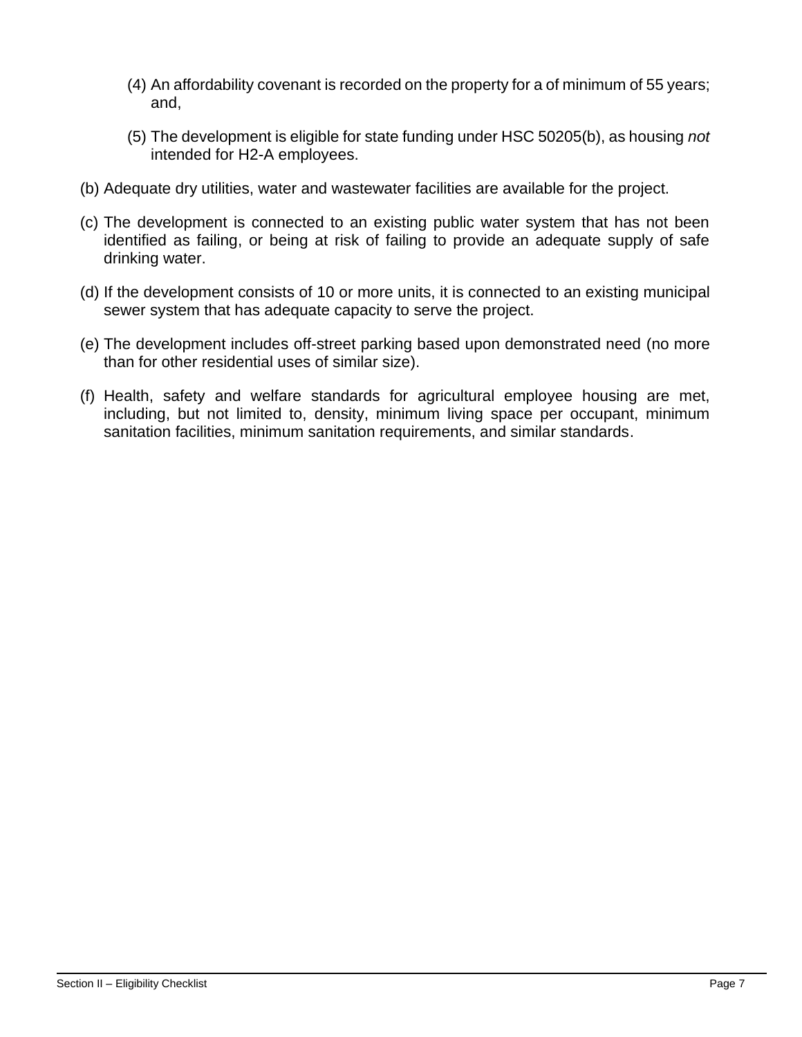(4) An affordability covenant is recorded on the property for a of minimum of 55 years; and,

(5) The development is eligible for state funding under HSC 50205(b), as housing *not* intended for H2-A employees.

(b) Adequate dry utilities, water and wastewater facilities are available for the project.

(c) The development is connected to an existing public water system that has not been identified as failing, or being at risk of failing to provide an adequate supply of safe drinking water.

(d) If the development consists of 10 or more units, it is connected to an existing municipal sewer system that has adequate capacity to serve the project.

(e) The development includes off-street parking based upon demonstrated need (no more than for other residential uses of similar size).

(f) Health, safety and welfare standards for agricultural employee housing are met, including, but not limited to, density, minimum living space per occupant, minimum sanitation facilities, minimum sanitation requirements, and similar standards.